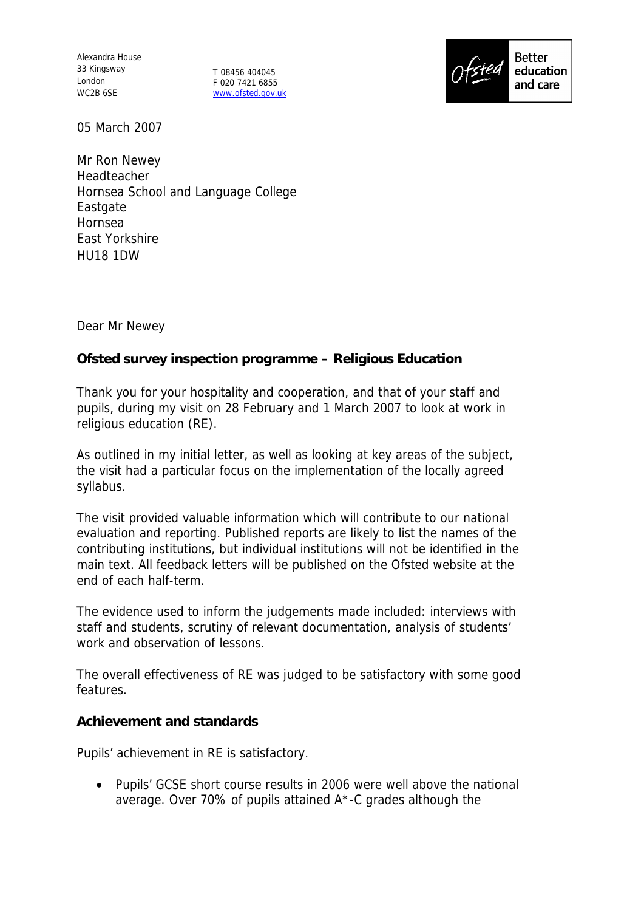Alexandra House
33 Kingsway
London
WC2B 6SE

T 08456 404045
F 020 7421 6855
www.ofsted.gov.uk

Ofsted Better education and care

05 March 2007

Mr Ron Newey
Headteacher
Hornsea School and Language College
Eastgate
Hornsea
East Yorkshire
HU18 1DW

Dear Mr Newey

**Ofsted survey inspection programme – Religious Education**

Thank you for your hospitality and cooperation, and that of your staff and pupils, during my visit on 28 February and 1 March 2007 to look at work in religious education (RE).

As outlined in my initial letter, as well as looking at key areas of the subject, the visit had a particular focus on the implementation of the locally agreed syllabus.

The visit provided valuable information which will contribute to our national evaluation and reporting. Published reports are likely to list the names of the contributing institutions, but individual institutions will not be identified in the main text. All feedback letters will be published on the Ofsted website at the end of each half-term.

The evidence used to inform the judgements made included: interviews with staff and students, scrutiny of relevant documentation, analysis of students' work and observation of lessons.

The overall effectiveness of RE was judged to be satisfactory with some good features.

**Achievement and standards**

Pupils' achievement in RE is satisfactory.

- Pupils' GCSE short course results in 2006 were well above the national average. Over 70% of pupils attained A*-C grades although the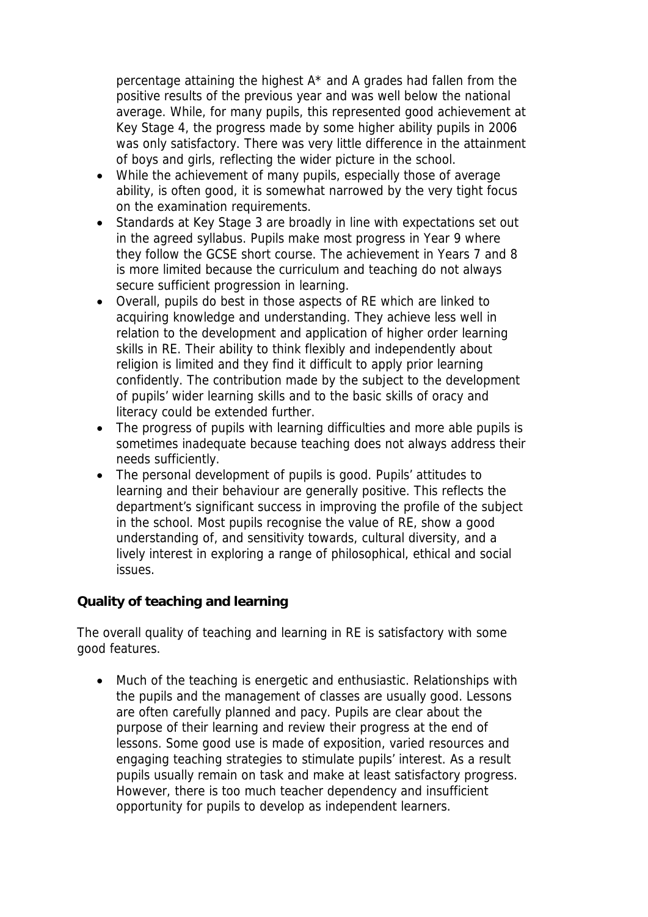percentage attaining the highest A* and A grades had fallen from the positive results of the previous year and was well below the national average. While, for many pupils, this represented good achievement at Key Stage 4, the progress made by some higher ability pupils in 2006 was only satisfactory. There was very little difference in the attainment of boys and girls, reflecting the wider picture in the school.

- While the achievement of many pupils, especially those of average ability, is often good, it is somewhat narrowed by the very tight focus on the examination requirements.
- Standards at Key Stage 3 are broadly in line with expectations set out in the agreed syllabus. Pupils make most progress in Year 9 where they follow the GCSE short course. The achievement in Years 7 and 8 is more limited because the curriculum and teaching do not always secure sufficient progression in learning.
- Overall, pupils do best in those aspects of RE which are linked to acquiring knowledge and understanding. They achieve less well in relation to the development and application of higher order learning skills in RE. Their ability to think flexibly and independently about religion is limited and they find it difficult to apply prior learning confidently. The contribution made by the subject to the development of pupils' wider learning skills and to the basic skills of oracy and literacy could be extended further.
- The progress of pupils with learning difficulties and more able pupils is sometimes inadequate because teaching does not always address their needs sufficiently.
- The personal development of pupils is good. Pupils' attitudes to learning and their behaviour are generally positive. This reflects the department's significant success in improving the profile of the subject in the school. Most pupils recognise the value of RE, show a good understanding of, and sensitivity towards, cultural diversity, and a lively interest in exploring a range of philosophical, ethical and social issues.

**Quality of teaching and learning**

The overall quality of teaching and learning in RE is satisfactory with some good features.

- Much of the teaching is energetic and enthusiastic. Relationships with the pupils and the management of classes are usually good. Lessons are often carefully planned and pacy. Pupils are clear about the purpose of their learning and review their progress at the end of lessons. Some good use is made of exposition, varied resources and engaging teaching strategies to stimulate pupils' interest. As a result pupils usually remain on task and make at least satisfactory progress. However, there is too much teacher dependency and insufficient opportunity for pupils to develop as independent learners.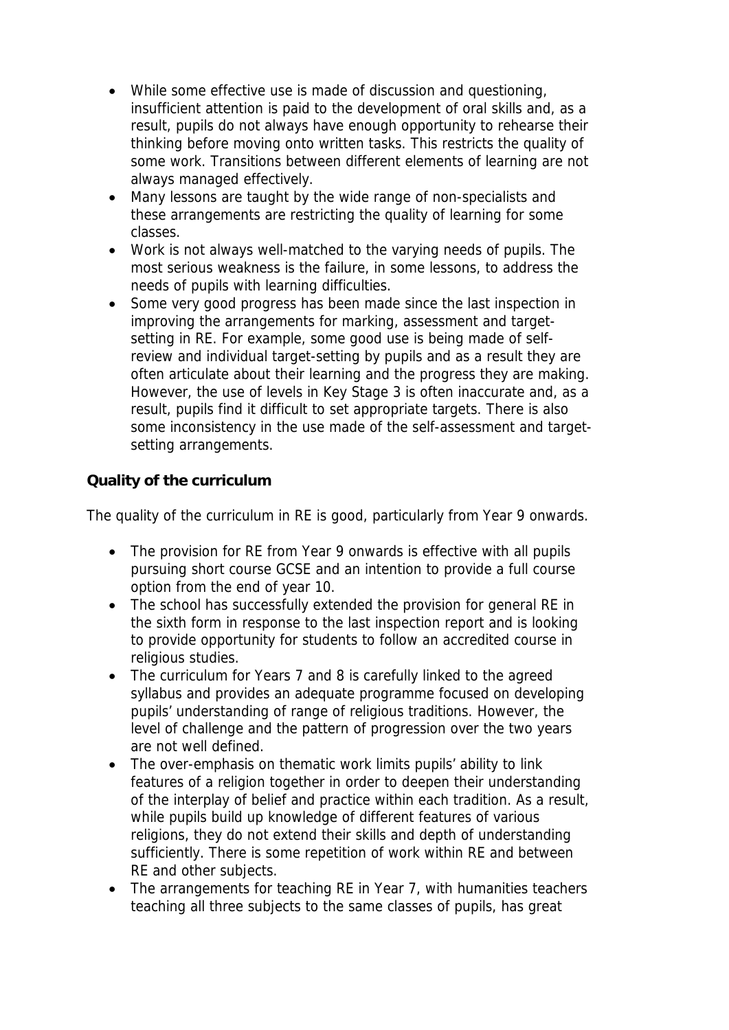- While some effective use is made of discussion and questioning, insufficient attention is paid to the development of oral skills and, as a result, pupils do not always have enough opportunity to rehearse their thinking before moving onto written tasks. This restricts the quality of some work. Transitions between different elements of learning are not always managed effectively.
- Many lessons are taught by the wide range of non-specialists and these arrangements are restricting the quality of learning for some classes.
- Work is not always well-matched to the varying needs of pupils. The most serious weakness is the failure, in some lessons, to address the needs of pupils with learning difficulties.
- Some very good progress has been made since the last inspection in improving the arrangements for marking, assessment and target-setting in RE. For example, some good use is being made of self-review and individual target-setting by pupils and as a result they are often articulate about their learning and the progress they are making. However, the use of levels in Key Stage 3 is often inaccurate and, as a result, pupils find it difficult to set appropriate targets. There is also some inconsistency in the use made of the self-assessment and target-setting arrangements.

**Quality of the curriculum**

The quality of the curriculum in RE is good, particularly from Year 9 onwards.

- The provision for RE from Year 9 onwards is effective with all pupils pursuing short course GCSE and an intention to provide a full course option from the end of year 10.
- The school has successfully extended the provision for general RE in the sixth form in response to the last inspection report and is looking to provide opportunity for students to follow an accredited course in religious studies.
- The curriculum for Years 7 and 8 is carefully linked to the agreed syllabus and provides an adequate programme focused on developing pupils' understanding of range of religious traditions. However, the level of challenge and the pattern of progression over the two years are not well defined.
- The over-emphasis on thematic work limits pupils' ability to link features of a religion together in order to deepen their understanding of the interplay of belief and practice within each tradition. As a result, while pupils build up knowledge of different features of various religions, they do not extend their skills and depth of understanding sufficiently. There is some repetition of work within RE and between RE and other subjects.
- The arrangements for teaching RE in Year 7, with humanities teachers teaching all three subjects to the same classes of pupils, has great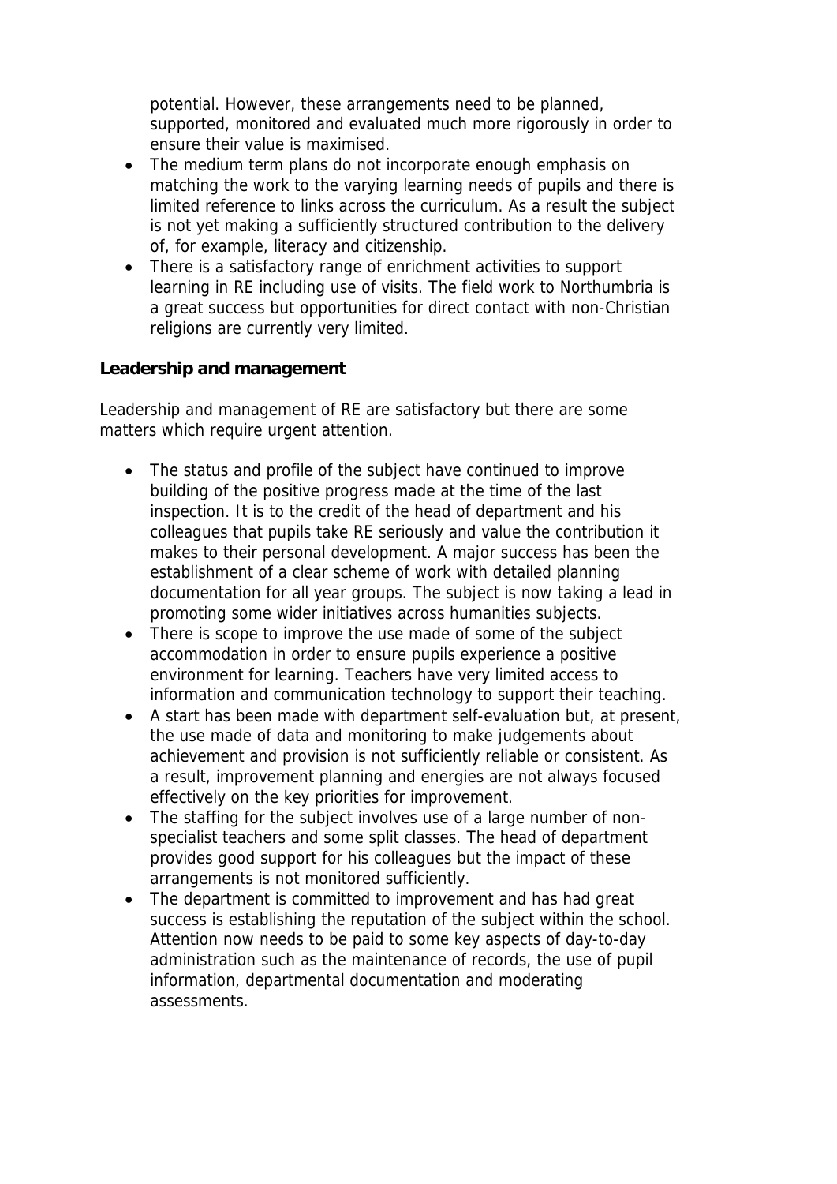potential. However, these arrangements need to be planned, supported, monitored and evaluated much more rigorously in order to ensure their value is maximised.

- The medium term plans do not incorporate enough emphasis on matching the work to the varying learning needs of pupils and there is limited reference to links across the curriculum. As a result the subject is not yet making a sufficiently structured contribution to the delivery of, for example, literacy and citizenship.
- There is a satisfactory range of enrichment activities to support learning in RE including use of visits. The field work to Northumbria is a great success but opportunities for direct contact with non-Christian religions are currently very limited.

**Leadership and management**

Leadership and management of RE are satisfactory but there are some matters which require urgent attention.

- The status and profile of the subject have continued to improve building of the positive progress made at the time of the last inspection. It is to the credit of the head of department and his colleagues that pupils take RE seriously and value the contribution it makes to their personal development. A major success has been the establishment of a clear scheme of work with detailed planning documentation for all year groups. The subject is now taking a lead in promoting some wider initiatives across humanities subjects.
- There is scope to improve the use made of some of the subject accommodation in order to ensure pupils experience a positive environment for learning. Teachers have very limited access to information and communication technology to support their teaching.
- A start has been made with department self-evaluation but, at present, the use made of data and monitoring to make judgements about achievement and provision is not sufficiently reliable or consistent. As a result, improvement planning and energies are not always focused effectively on the key priorities for improvement.
- The staffing for the subject involves use of a large number of non-specialist teachers and some split classes. The head of department provides good support for his colleagues but the impact of these arrangements is not monitored sufficiently.
- The department is committed to improvement and has had great success is establishing the reputation of the subject within the school. Attention now needs to be paid to some key aspects of day-to-day administration such as the maintenance of records, the use of pupil information, departmental documentation and moderating assessments.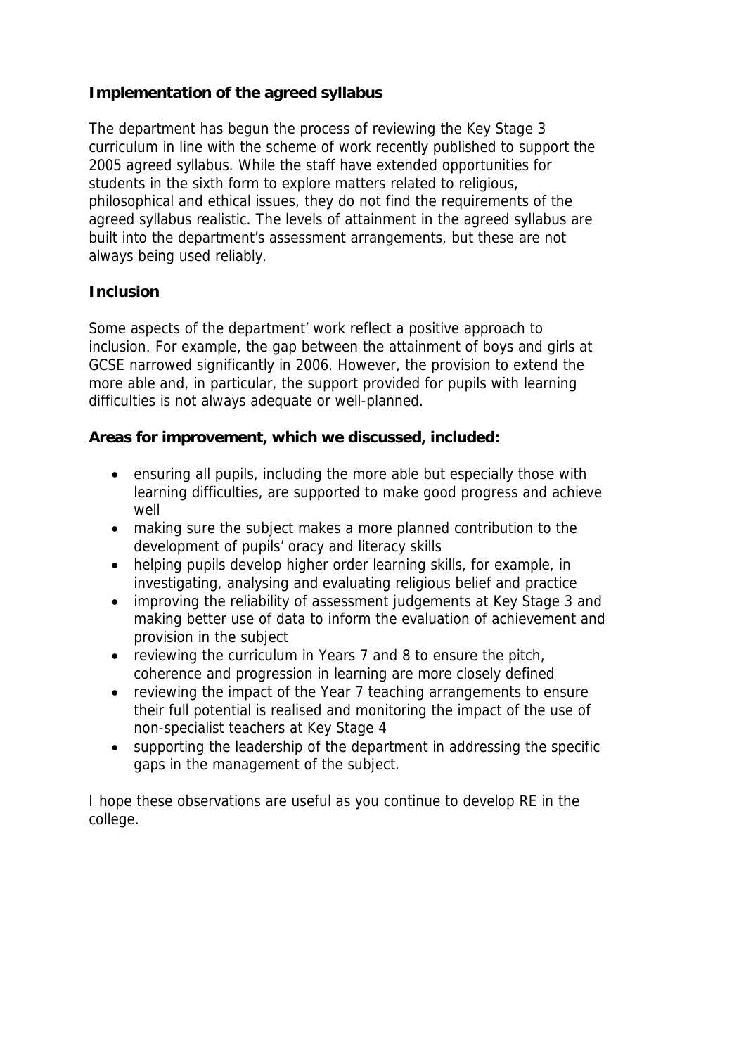**Implementation of the agreed syllabus**

The department has begun the process of reviewing the Key Stage 3 curriculum in line with the scheme of work recently published to support the 2005 agreed syllabus. While the staff have extended opportunities for students in the sixth form to explore matters related to religious, philosophical and ethical issues, they do not find the requirements of the agreed syllabus realistic. The levels of attainment in the agreed syllabus are built into the department's assessment arrangements, but these are not always being used reliably.

**Inclusion**

Some aspects of the department' work reflect a positive approach to inclusion. For example, the gap between the attainment of boys and girls at GCSE narrowed significantly in 2006. However, the provision to extend the more able and, in particular, the support provided for pupils with learning difficulties is not always adequate or well-planned.

**Areas for improvement, which we discussed, included:**

- ensuring all pupils, including the more able but especially those with learning difficulties, are supported to make good progress and achieve well
- making sure the subject makes a more planned contribution to the development of pupils' oracy and literacy skills
- helping pupils develop higher order learning skills, for example, in investigating, analysing and evaluating religious belief and practice
- improving the reliability of assessment judgements at Key Stage 3 and making better use of data to inform the evaluation of achievement and provision in the subject
- reviewing the curriculum in Years 7 and 8 to ensure the pitch, coherence and progression in learning are more closely defined
- reviewing the impact of the Year 7 teaching arrangements to ensure their full potential is realised and monitoring the impact of the use of non-specialist teachers at Key Stage 4
- supporting the leadership of the department in addressing the specific gaps in the management of the subject.

I hope these observations are useful as you continue to develop RE in the college.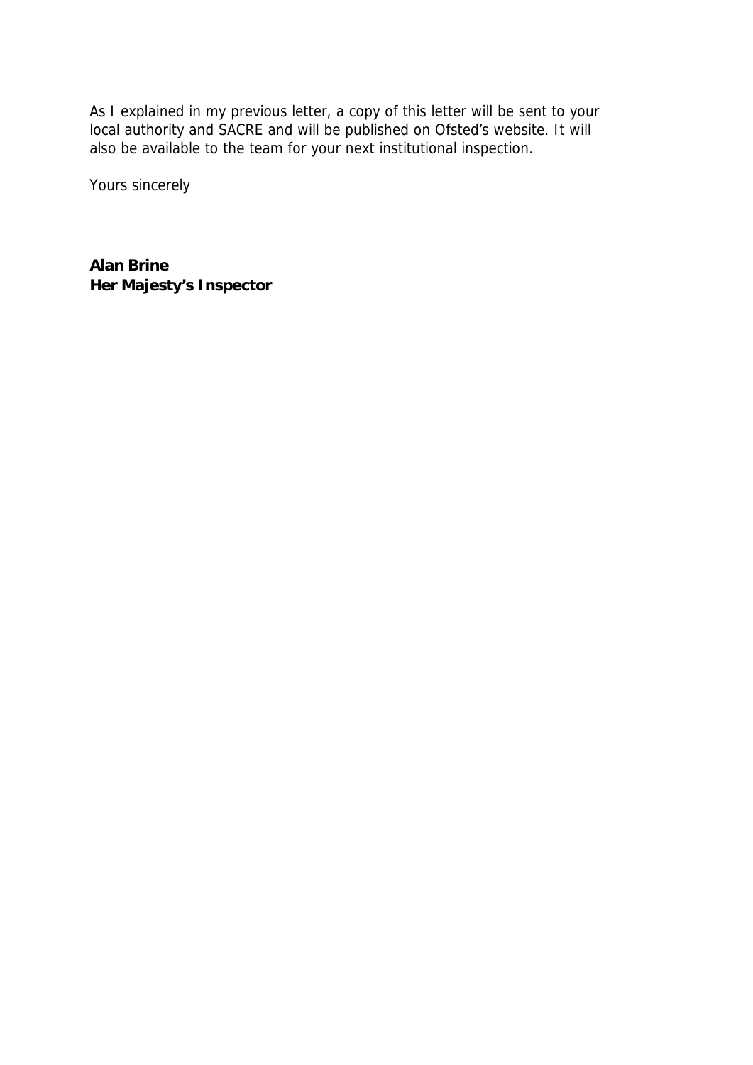As I explained in my previous letter, a copy of this letter will be sent to your local authority and SACRE and will be published on Ofsted's website. It will also be available to the team for your next institutional inspection.

Yours sincerely

**Alan Brine**
**Her Majesty's Inspector**